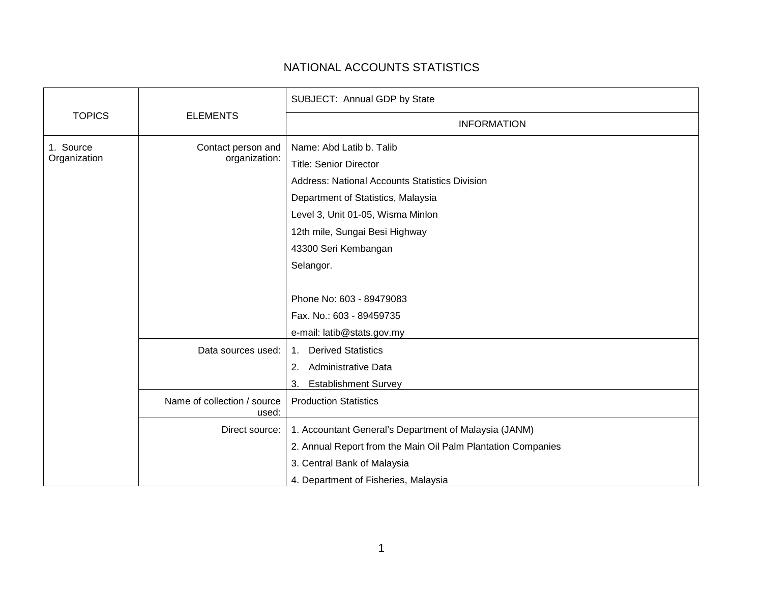# NATIONAL ACCOUNTS STATISTICS

| TOPICS | ELEMENTS | SUBJECT: Annual GDP by State |
|---|---|---|
| | | INFORMATION |
| 1. Source Organization | Contact person and organization: | Name: Abd Latib b. Talib<br>Title: Senior Director<br>Address: National Accounts Statistics Division<br>Department of Statistics, Malaysia<br>Level 3, Unit 01-05, Wisma Minlon<br>12th mile, Sungai Besi Highway<br>43300 Seri Kembangan<br>Selangor.<br><br>Phone No: 603 - 89479083<br>Fax. No.: 603 - 89459735<br>e-mail: latib@stats.gov.my |
| | Data sources used: | 1. Derived Statistics<br>2. Administrative Data<br>3. Establishment Survey |
| | Name of collection / source used: | Production Statistics |
| | Direct source: | 1. Accountant General's Department of Malaysia (JANM)<br>2. Annual Report from the Main Oil Palm Plantation Companies<br>3. Central Bank of Malaysia<br>4. Department of Fisheries, Malaysia |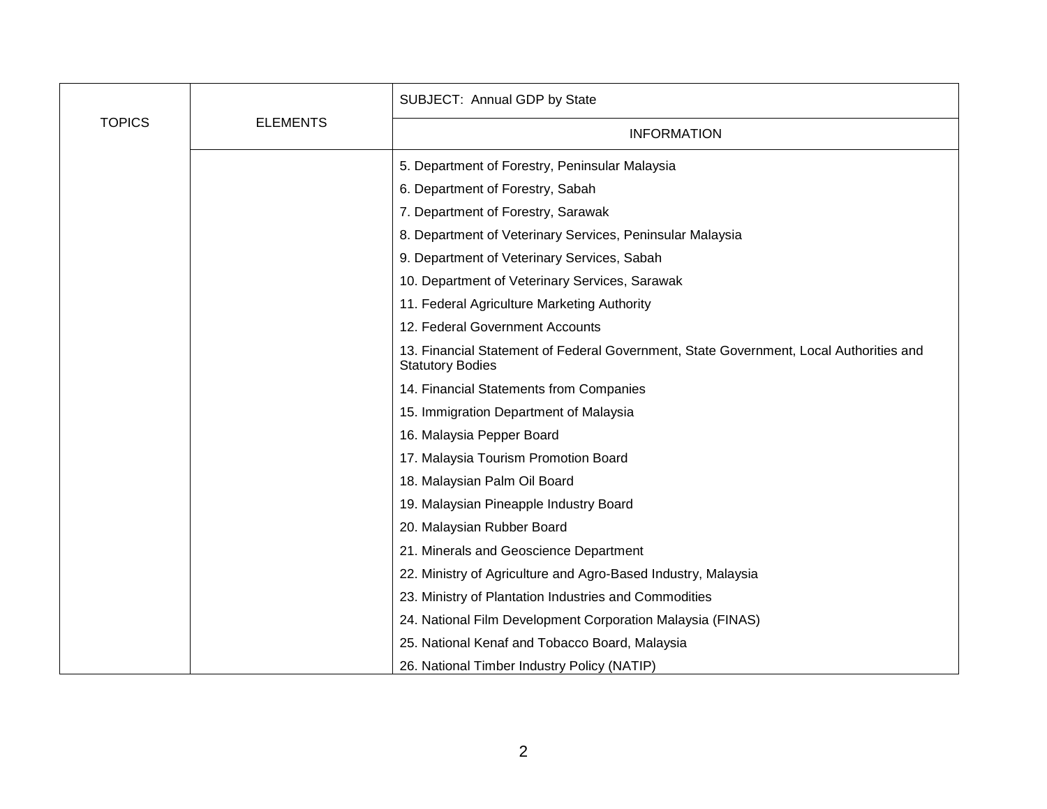| TOPICS | ELEMENTS | SUBJECT: Annual GDP by State |
|---|---|---|
| | | INFORMATION |
| | | 5. Department of Forestry, Peninsular Malaysia |
| | | 6. Department of Forestry, Sabah |
| | | 7. Department of Forestry, Sarawak |
| | | 8. Department of Veterinary Services, Peninsular Malaysia |
| | | 9. Department of Veterinary Services, Sabah |
| | | 10. Department of Veterinary Services, Sarawak |
| | | 11. Federal Agriculture Marketing Authority |
| | | 12. Federal Government Accounts |
| | | 13. Financial Statement of Federal Government, State Government, Local Authorities and Statutory Bodies |
| | | 14. Financial Statements from Companies |
| | | 15. Immigration Department of Malaysia |
| | | 16. Malaysia Pepper Board |
| | | 17. Malaysia Tourism Promotion Board |
| | | 18. Malaysian Palm Oil Board |
| | | 19. Malaysian Pineapple Industry Board |
| | | 20. Malaysian Rubber Board |
| | | 21. Minerals and Geoscience Department |
| | | 22. Ministry of Agriculture and Agro-Based Industry, Malaysia |
| | | 23. Ministry of Plantation Industries and Commodities |
| | | 24. National Film Development Corporation Malaysia (FINAS) |
| | | 25. National Kenaf and Tobacco Board, Malaysia |
| | | 26. National Timber Industry Policy (NATIP) |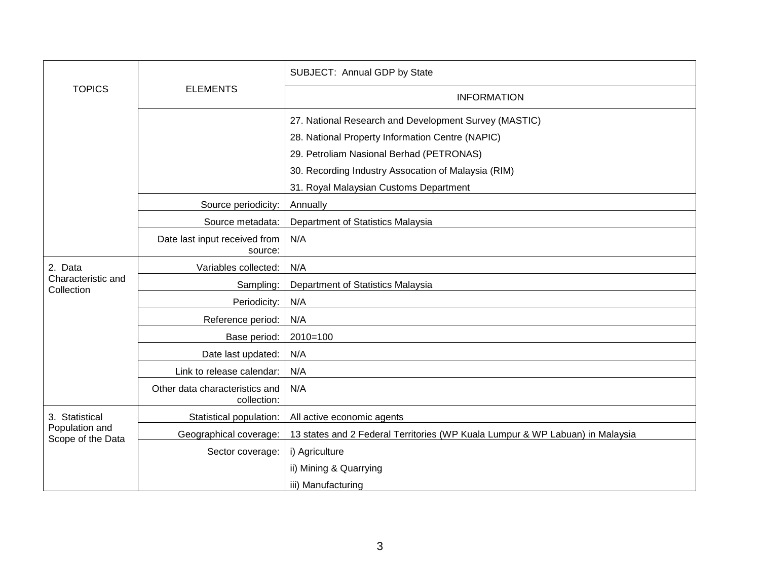| TOPICS | ELEMENTS | SUBJECT: Annual GDP by State |
|---|---|---|
| | | INFORMATION |
| | | 27. National Research and Development Survey (MASTIC)<br>28. National Property Information Centre (NAPIC)<br>29. Petroliam Nasional Berhad (PETRONAS)<br>30. Recording Industry Assocation of Malaysia (RIM)<br>31. Royal Malaysian Customs Department |
| | Source periodicity: | Annually |
| | Source metadata: | Department of Statistics Malaysia |
| | Date last input received from source: | N/A |
| 2. Data Characteristic and Collection | Variables collected: | N/A |
| | Sampling: | Department of Statistics Malaysia |
| | Periodicity: | N/A |
| | Reference period: | N/A |
| | Base period: | 2010=100 |
| | Date last updated: | N/A |
| | Link to release calendar: | N/A |
| | Other data characteristics and collection: | N/A |
| 3. Statistical Population and Scope of the Data | Statistical population: | All active economic agents |
| | Geographical coverage: | 13 states and 2 Federal Territories (WP Kuala Lumpur & WP Labuan) in Malaysia |
| | Sector coverage: | i) Agriculture<br>ii) Mining & Quarrying<br>iii) Manufacturing |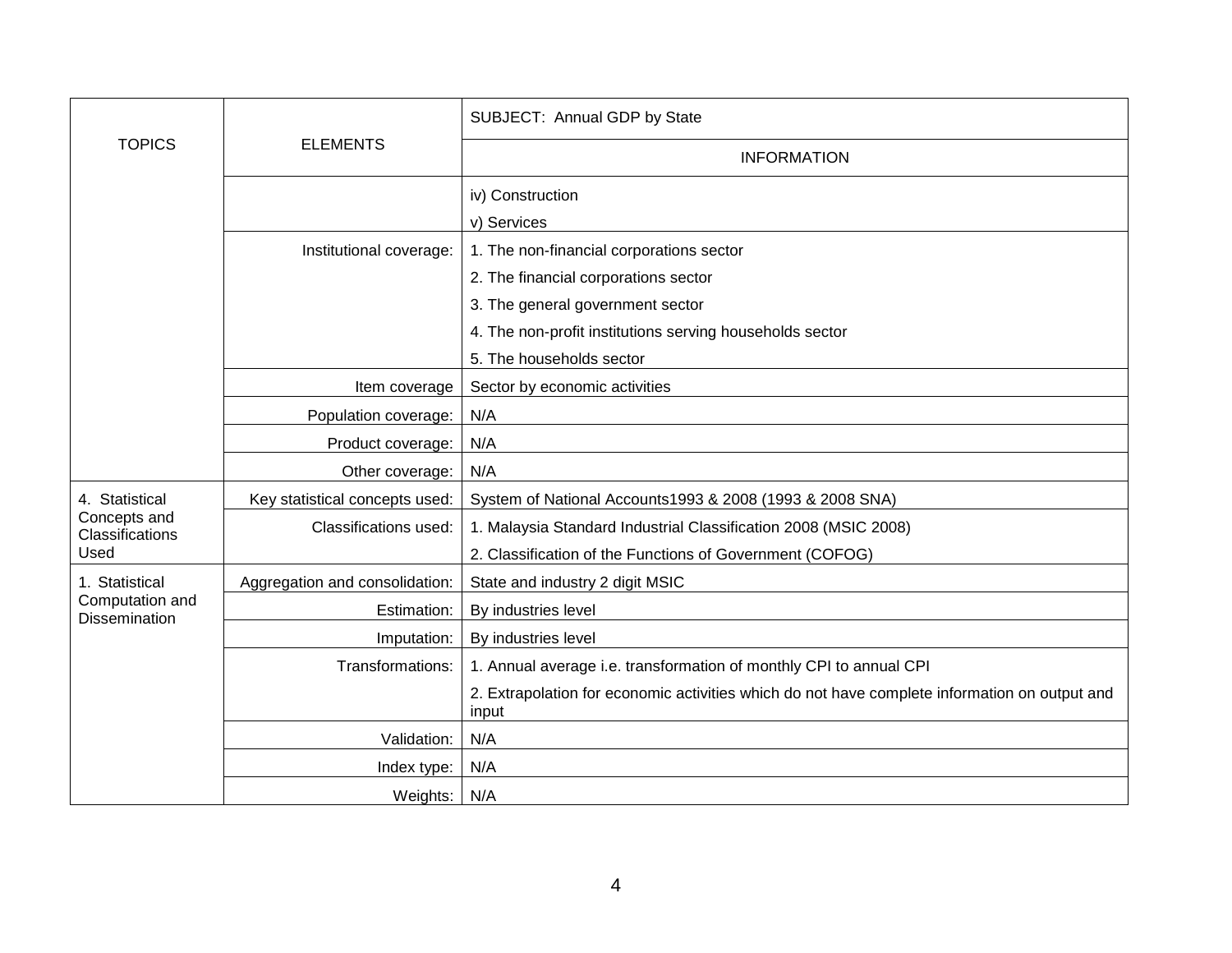| TOPICS | ELEMENTS | SUBJECT: Annual GDP by State<br>INFORMATION |
|---|---|---|
| | | iv) Construction<br>v) Services |
| | Institutional coverage: | 1. The non-financial corporations sector<br>2. The financial corporations sector<br>3. The general government sector<br>4. The non-profit institutions serving households sector<br>5. The households sector |
| | Item coverage | Sector by economic activities |
| | Population coverage: | N/A |
| | Product coverage: | N/A |
| | Other coverage: | N/A |
| 4. Statistical Concepts and Classifications Used | Key statistical concepts used: | System of National Accounts1993 & 2008 (1993 & 2008 SNA) |
| | Classifications used: | 1. Malaysia Standard Industrial Classification 2008 (MSIC 2008)<br>2. Classification of the Functions of Government (COFOG) |
| 1. Statistical Computation and Dissemination | Aggregation and consolidation: | State and industry 2 digit MSIC |
| | Estimation: | By industries level |
| | Imputation: | By industries level |
| | Transformations: | 1. Annual average i.e. transformation of monthly CPI to annual CPI<br>2. Extrapolation for economic activities which do not have complete information on output and input |
| | Validation: | N/A |
| | Index type: | N/A |
| | Weights: | N/A |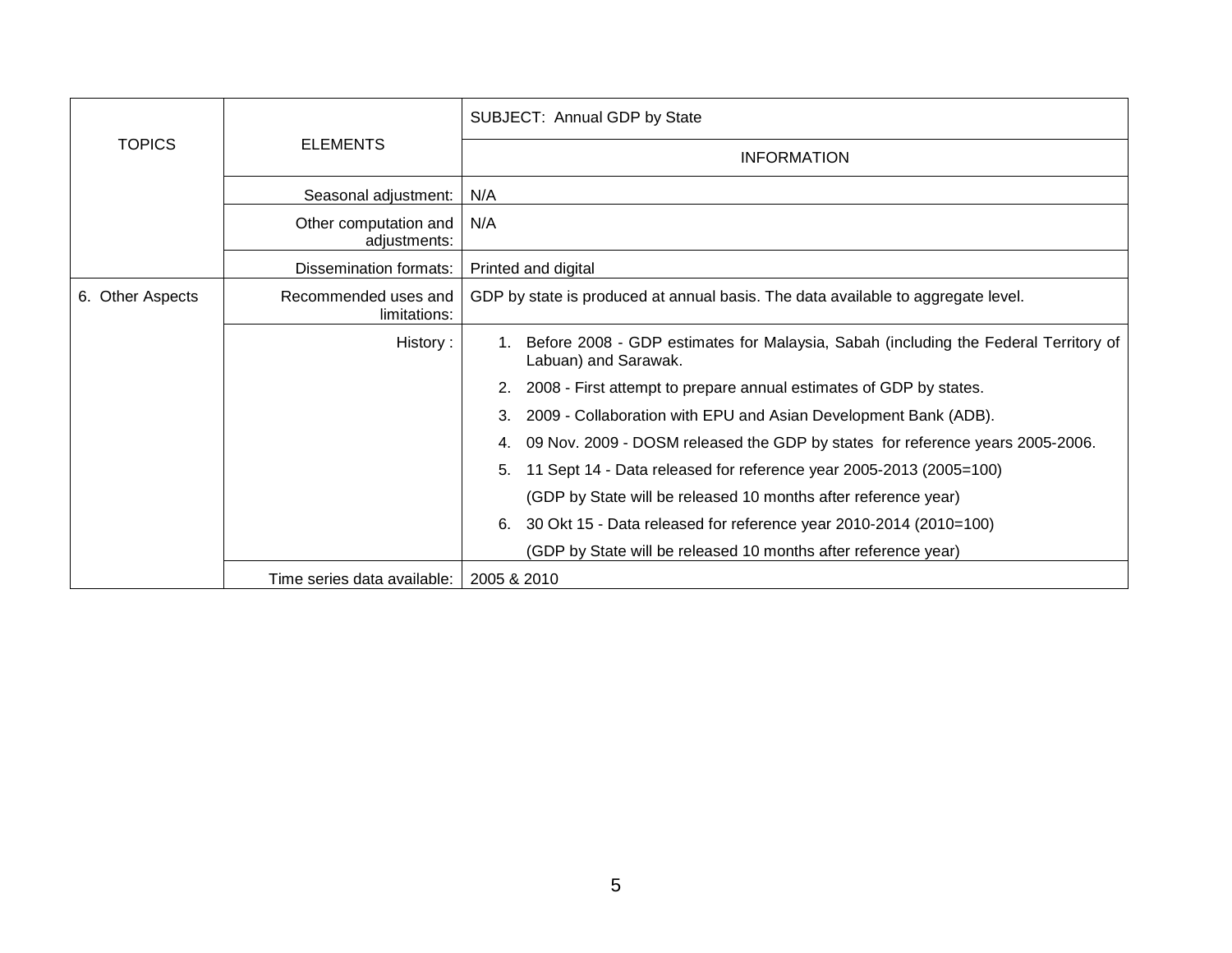| TOPICS | ELEMENTS | SUBJECT: Annual GDP by State<br>INFORMATION |
|---|---|---|
| | Seasonal adjustment: | N/A |
| | Other computation and adjustments: | N/A |
| | Dissemination formats: | Printed and digital |
| 6. Other Aspects | Recommended uses and limitations: | GDP by state is produced at annual basis. The data available to aggregate level. |
| | History : | 1. Before 2008 - GDP estimates for Malaysia, Sabah (including the Federal Territory of Labuan) and Sarawak.<br>2. 2008 - First attempt to prepare annual estimates of GDP by states.<br>3. 2009 - Collaboration with EPU and Asian Development Bank (ADB).<br>4. 09 Nov. 2009 - DOSM released the GDP by states for reference years 2005-2006.<br>5. 11 Sept 14 - Data released for reference year 2005-2013 (2005=100)<br>(GDP by State will be released 10 months after reference year)<br>6. 30 Okt 15 - Data released for reference year 2010-2014 (2010=100)<br>(GDP by State will be released 10 months after reference year) |
| | Time series data available: | 2005 & 2010 |